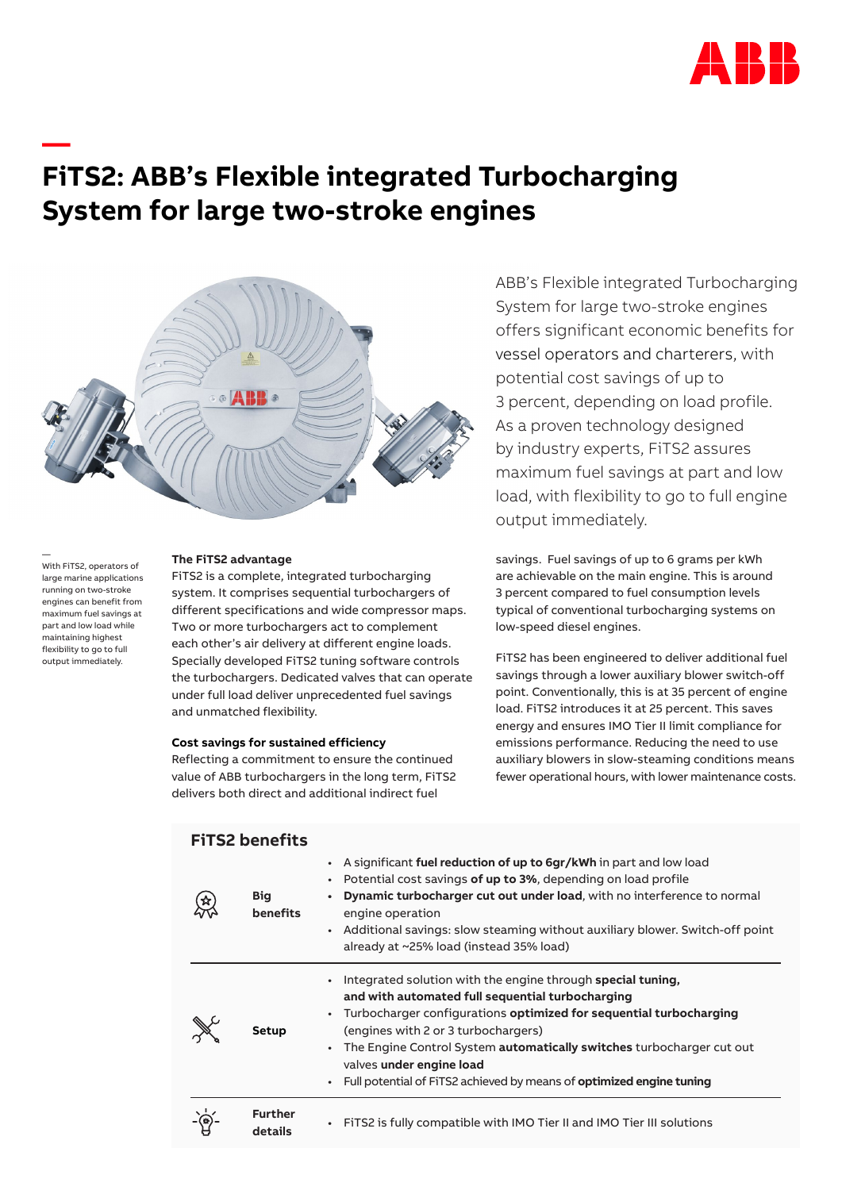# FiTS2: ABB's Flexible integrated Turbocharging System for large two-stroke engines

ABB's Flexible integrated Turbocharging System for large two-stroke engines offers significant economic benefits for vessel operators and charterers, with potential cost savings of up to 3 percent, depending on load profile. As a proven technology designed by industry experts, FiTS2 assures maximum fuel savings at part and low load, with flexibility to go to full engine output immediately.

With FiTS2, operators of large marine applications running on two-stroke engines can benefit from maximum fuel savings at part and low load while maintaining highest flexibility to go to full output immediately.

**The FiTS2 advantage**
FiTS2 is a complete, integrated turbocharging system. It comprises sequential turbochargers of different specifications and wide compressor maps. Two or more turbochargers act to complement each other's air delivery at different engine loads. Specially developed FiTS2 tuning software controls the turbochargers. Dedicated valves that can operate under full load deliver unprecedented fuel savings and unmatched flexibility.

**Cost savings for sustained efficiency**
Reflecting a commitment to ensure the continued value of ABB turbochargers in the long term, FiTS2 delivers both direct and additional indirect fuel savings. Fuel savings of up to 6 grams per kWh are achievable on the main engine. This is around 3 percent compared to fuel consumption levels typical of conventional turbocharging systems on low-speed diesel engines.

FiTS2 has been engineered to deliver additional fuel savings through a lower auxiliary blower switch-off point. Conventionally, this is at 35 percent of engine load. FiTS2 introduces it at 25 percent. This saves energy and ensures IMO Tier II limit compliance for emissions performance. Reducing the need to use auxiliary blowers in slow-steaming conditions means fewer operational hours, with lower maintenance costs.

## FiTS2 benefits

| | |
|---|---|
| **Big benefits** | • A significant **fuel reduction of up to 6gr/kWh** in part and low load<br>• Potential cost savings **of up to 3%**, depending on load profile<br>• **Dynamic turbocharger cut out under load**, with no interference to normal engine operation<br>• Additional savings: slow steaming without auxiliary blower. Switch-off point already at ~25% load (instead 35% load) |
| **Setup** | • Integrated solution with the engine through **special tuning, and with automated full sequential turbocharging**<br>• Turbocharger configurations **optimized for sequential turbocharging** (engines with 2 or 3 turbochargers)<br>• The Engine Control System **automatically switches** turbocharger cut out valves **under engine load**<br>• Full potential of FiTS2 achieved by means of **optimized engine tuning** |
| **Further details** | • FiTS2 is fully compatible with IMO Tier II and IMO Tier III solutions |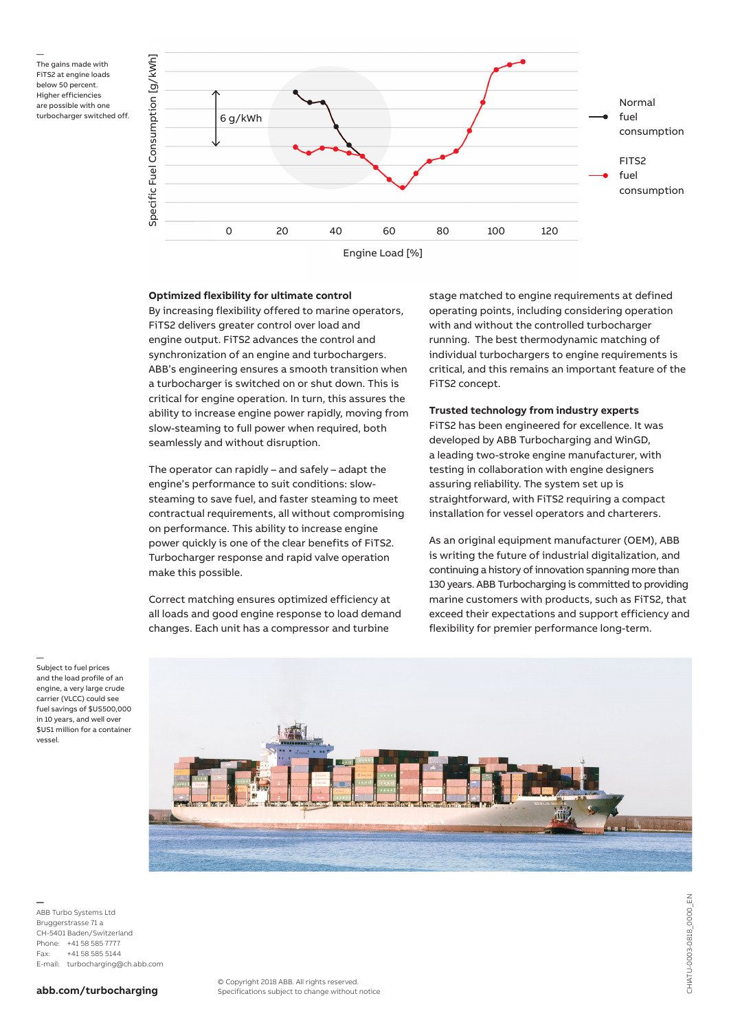The gains made with FiTS2 at engine loads below 50 percent. Higher efficiencies are possible with one turbocharger switched off.

Specific Fuel Consumption [g/kWh]

6 g/kWh

0
20
40
60
80
100
120

Engine Load [%]

Normal fuel consumption

FiTS2 fuel consumption

**Optimized flexibility for ultimate control**
By increasing flexibility offered to marine operators, FiTS2 delivers greater control over load and engine output. FiTS2 advances the control and synchronization of an engine and turbochargers. ABB's engineering ensures a smooth transition when a turbocharger is switched on or shut down. This is critical for engine operation. In turn, this assures the ability to increase engine power rapidly, moving from slow-steaming to full power when required, both seamlessly and without disruption.

The operator can rapidly – and safely – adapt the engine's performance to suit conditions: slow-steaming to save fuel, and faster steaming to meet contractual requirements, all without compromising on performance. This ability to increase engine power quickly is one of the clear benefits of FiTS2. Turbocharger response and rapid valve operation make this possible.

Correct matching ensures optimized efficiency at all loads and good engine response to load demand changes. Each unit has a compressor and turbine stage matched to engine requirements at defined operating points, including considering operation with and without the controlled turbocharger running. The best thermodynamic matching of individual turbochargers to engine requirements is critical, and this remains an important feature of the FiTS2 concept.

**Trusted technology from industry experts**
FiTS2 has been engineered for excellence. It was developed by ABB Turbocharging and WinGD, a leading two-stroke engine manufacturer, with testing in collaboration with engine designers assuring reliability. The system set up is straightforward, with FiTS2 requiring a compact installation for vessel operators and charterers.

As an original equipment manufacturer (OEM), ABB is writing the future of industrial digitalization, and continuing a history of innovation spanning more than 130 years. ABB Turbocharging is committed to providing marine customers with products, such as FiTS2, that exceed their expectations and support efficiency and flexibility for premier performance long-term.

Subject to fuel prices and the load profile of an engine, a very large crude carrier (VLCC) could see fuel savings of $US500,000 in 10 years, and well over $US1 million for a container vessel.

ABB Turbo Systems Ltd
Bruggerstrasse 71 a
CH-5401 Baden/Switzerland
Phone: +41 58 585 7777
Fax: +41 58 585 5144
E-mail: turbocharging@ch.abb.com

**abb.com/turbocharging**

© Copyright 2018 ABB. All rights reserved.
Specifications subject to change without notice

CHIATU-0003-0818_0000_EN